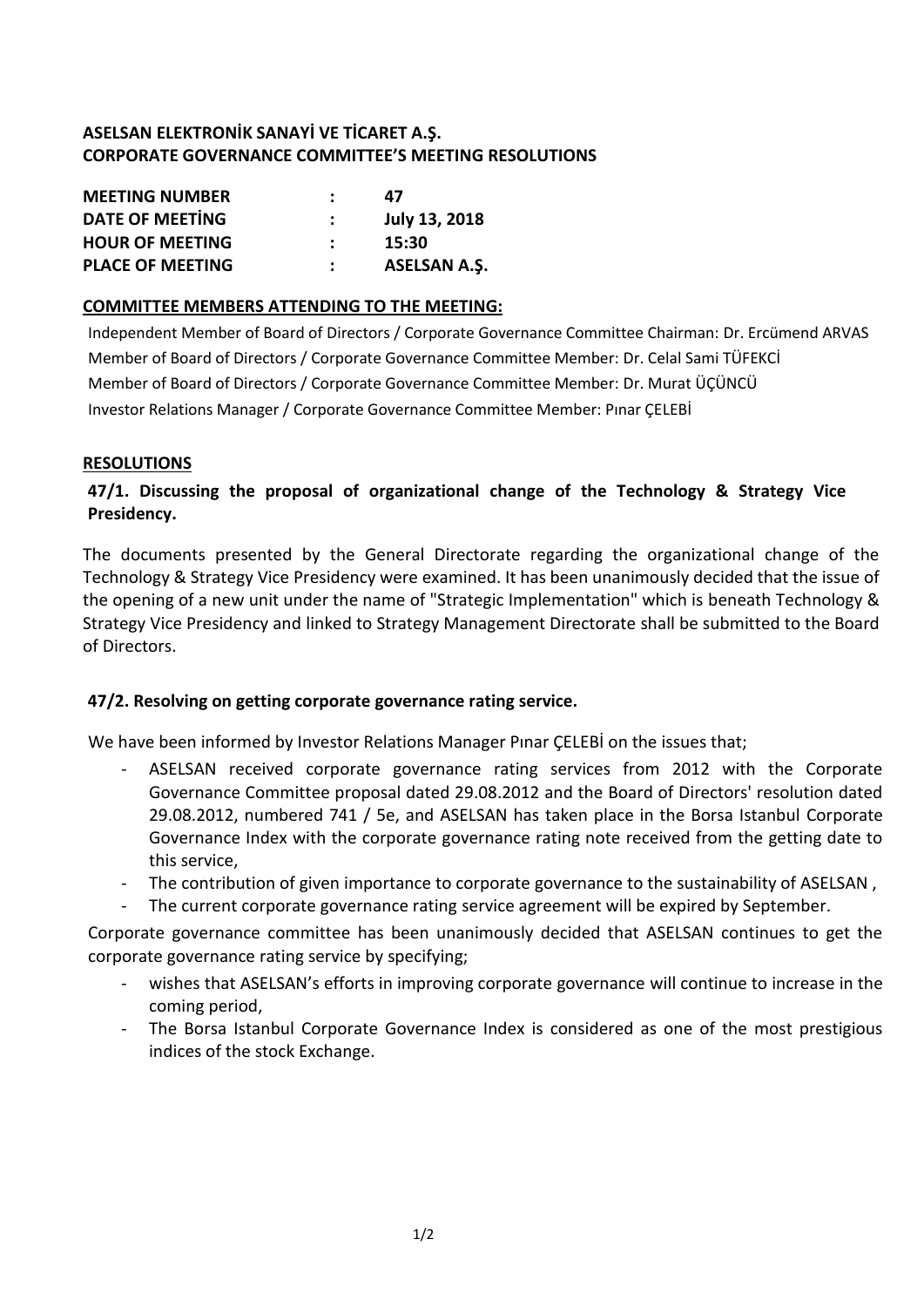**ASELSAN ELEKTRONİK SANAYİ VE TİCARET A.Ş.**
**CORPORATE GOVERNANCE COMMITTEE'S MEETING RESOLUTIONS**

| | | |
|---|---|---|
| **MEETING NUMBER** | **:** | **47** |
| **DATE OF MEETİNG** | **:** | **July 13, 2018** |
| **HOUR OF MEETING** | **:** | **15:30** |
| **PLACE OF MEETING** | **:** | **ASELSAN A.Ş.** |

**COMMITTEE MEMBERS ATTENDING TO THE MEETING:**

Independent Member of Board of Directors / Corporate Governance Committee Chairman: Dr. Ercümend ARVAS
Member of Board of Directors / Corporate Governance Committee Member: Dr. Celal Sami TÜFEKCİ
Member of Board of Directors / Corporate Governance Committee Member: Dr. Murat ÜÇÜNCÜ
Investor Relations Manager / Corporate Governance Committee Member: Pınar ÇELEBİ

**RESOLUTIONS**

**47/1. Discussing the proposal of organizational change of the Technology & Strategy Vice Presidency.**

The documents presented by the General Directorate regarding the organizational change of the Technology & Strategy Vice Presidency were examined. It has been unanimously decided that the issue of the opening of a new unit under the name of "Strategic Implementation" which is beneath Technology & Strategy Vice Presidency and linked to Strategy Management Directorate shall be submitted to the Board of Directors.

**47/2. Resolving on getting corporate governance rating service.**

We have been informed by Investor Relations Manager Pınar ÇELEBİ on the issues that;

- ASELSAN received corporate governance rating services from 2012 with the Corporate Governance Committee proposal dated 29.08.2012 and the Board of Directors' resolution dated 29.08.2012, numbered 741 / 5e, and ASELSAN has taken place in the Borsa Istanbul Corporate Governance Index with the corporate governance rating note received from the getting date to this service,
- The contribution of given importance to corporate governance to the sustainability of ASELSAN ,
- The current corporate governance rating service agreement will be expired by September.

Corporate governance committee has been unanimously decided that ASELSAN continues to get the corporate governance rating service by specifying;

- wishes that ASELSAN's efforts in improving corporate governance will continue to increase in the coming period,
- The Borsa Istanbul Corporate Governance Index is considered as one of the most prestigious indices of the stock Exchange.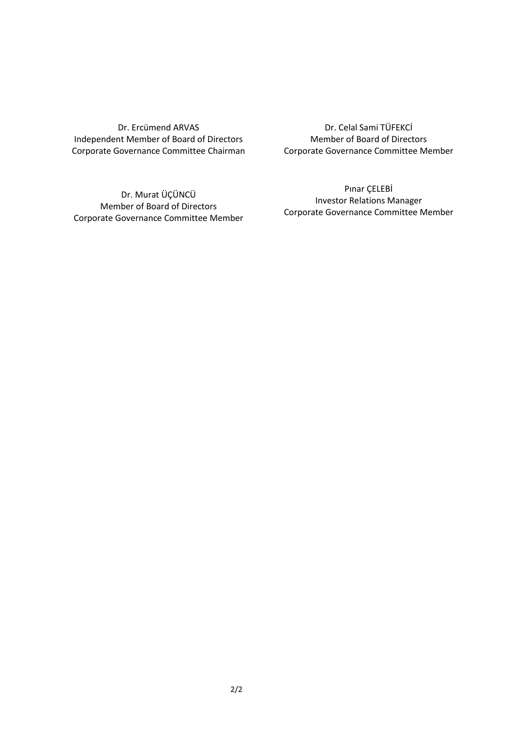Dr. Ercümend ARVAS
Independent Member of Board of Directors
Corporate Governance Committee Chairman

Dr. Celal Sami TÜFEKCİ
Member of Board of Directors
Corporate Governance Committee Member

Dr. Murat ÜÇÜNCÜ
Member of Board of Directors
Corporate Governance Committee Member

Pınar ÇELEBİ
Investor Relations Manager
Corporate Governance Committee Member